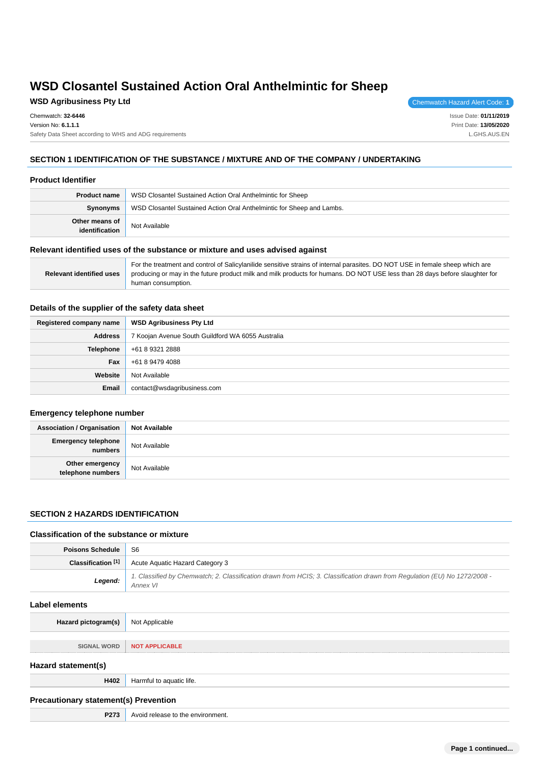# WSD Closantel Sustained Action Oral Anthelmintic for Sheep

**WSD Agribusiness Pty Ltd**

Chemwatch Hazard Alert Code: **1**

Chemwatch: **32-6446**
Version No: **6.1.1.1**
Safety Data Sheet according to WHS and ADG requirements

Issue Date: **01/11/2019**
Print Date: **13/05/2020**
L.GHS.AUS.EN

## SECTION 1 IDENTIFICATION OF THE SUBSTANCE / MIXTURE AND OF THE COMPANY / UNDERTAKING

### Product Identifier

| | |
|---|---|
| **Product name** | WSD Closantel Sustained Action Oral Anthelmintic for Sheep |
| **Synonyms** | WSD Closantel Sustained Action Oral Anthelmintic for Sheep and Lambs. |
| **Other means of identification** | Not Available |

### Relevant identified uses of the substance or mixture and uses advised against

| | |
|---|---|
| **Relevant identified uses** | For the treatment and control of Salicylanilide sensitive strains of internal parasites. DO NOT USE in female sheep which are producing or may in the future product milk and milk products for humans. DO NOT USE less than 28 days before slaughter for human consumption. |

### Details of the supplier of the safety data sheet

| | |
|---|---|
| **Registered company name** | **WSD Agribusiness Pty Ltd** |
| **Address** | 7 Koojan Avenue South Guildford WA 6055 Australia |
| **Telephone** | +61 8 9321 2888 |
| **Fax** | +61 8 9479 4088 |
| **Website** | Not Available |
| **Email** | contact@wsdagribusiness.com |

### Emergency telephone number

| | |
|---|---|
| **Association / Organisation** | **Not Available** |
| **Emergency telephone numbers** | Not Available |
| **Other emergency telephone numbers** | Not Available |

## SECTION 2 HAZARDS IDENTIFICATION

### Classification of the substance or mixture

| | |
|---|---|
| **Poisons Schedule** | S6 |
| **Classification [1]** | Acute Aquatic Hazard Category 3 |
| ***Legend:*** | *1. Classified by Chemwatch; 2. Classification drawn from HCIS; 3. Classification drawn from Regulation (EU) No 1272/2008 - Annex VI* |

### Label elements

| | |
|---|---|
| **Hazard pictogram(s)** | Not Applicable |

| | |
|---|---|
| SIGNAL WORD | **NOT APPLICABLE** |

### Hazard statement(s)

| | |
|---|---|
| **H402** | Harmful to aquatic life. |

### Precautionary statement(s) Prevention

| | |
|---|---|
| **P273** | Avoid release to the environment. |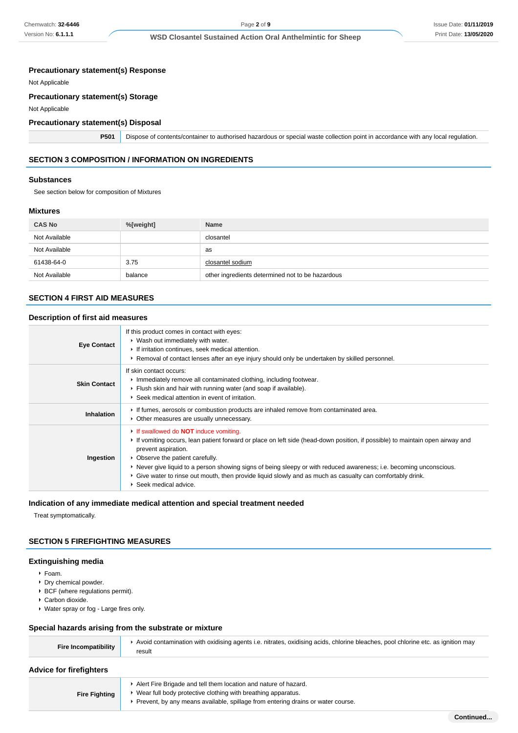### Precautionary statement(s) Response

Not Applicable

### Precautionary statement(s) Storage

Not Applicable

### Precautionary statement(s) Disposal

| | |
|---|---|
| **P501** | Dispose of contents/container to authorised hazardous or special waste collection point in accordance with any local regulation. |

## SECTION 3 COMPOSITION / INFORMATION ON INGREDIENTS

### Substances

See section below for composition of Mixtures

### Mixtures

| CAS No | %[weight] | Name |
|---|---|---|
| Not Available | | closantel |
| Not Available | | as |
| 61438-64-0 | 3.75 | closantel sodium |
| Not Available | balance | other ingredients determined not to be hazardous |

## SECTION 4 FIRST AID MEASURES

### Description of first aid measures

| | |
|---|---|
| **Eye Contact** | If this product comes in contact with eyes:<br>▸ Wash out immediately with water.<br>▸ If irritation continues, seek medical attention.<br>▸ Removal of contact lenses after an eye injury should only be undertaken by skilled personnel. |
| **Skin Contact** | If skin contact occurs:<br>▸ Immediately remove all contaminated clothing, including footwear.<br>▸ Flush skin and hair with running water (and soap if available).<br>▸ Seek medical attention in event of irritation. |
| **Inhalation** | ▸ If fumes, aerosols or combustion products are inhaled remove from contaminated area.<br>▸ Other measures are usually unnecessary. |
| **Ingestion** | ▸ If swallowed do **NOT** induce vomiting.<br>▸ If vomiting occurs, lean patient forward or place on left side (head-down position, if possible) to maintain open airway and prevent aspiration.<br>▸ Observe the patient carefully.<br>▸ Never give liquid to a person showing signs of being sleepy or with reduced awareness; i.e. becoming unconscious.<br>▸ Give water to rinse out mouth, then provide liquid slowly and as much as casualty can comfortably drink.<br>▸ Seek medical advice. |

### Indication of any immediate medical attention and special treatment needed

Treat symptomatically.

## SECTION 5 FIREFIGHTING MEASURES

### Extinguishing media

- Foam.
- Dry chemical powder.
- BCF (where regulations permit).
- Carbon dioxide.
- Water spray or fog - Large fires only.

### Special hazards arising from the substrate or mixture

| | |
|---|---|
| **Fire Incompatibility** | ▸ Avoid contamination with oxidising agents i.e. nitrates, oxidising acids, chlorine bleaches, pool chlorine etc. as ignition may result |

### Advice for firefighters

| | |
|---|---|
| **Fire Fighting** | ▸ Alert Fire Brigade and tell them location and nature of hazard.<br>▸ Wear full body protective clothing with breathing apparatus.<br>▸ Prevent, by any means available, spillage from entering drains or water course. |

**Continued...**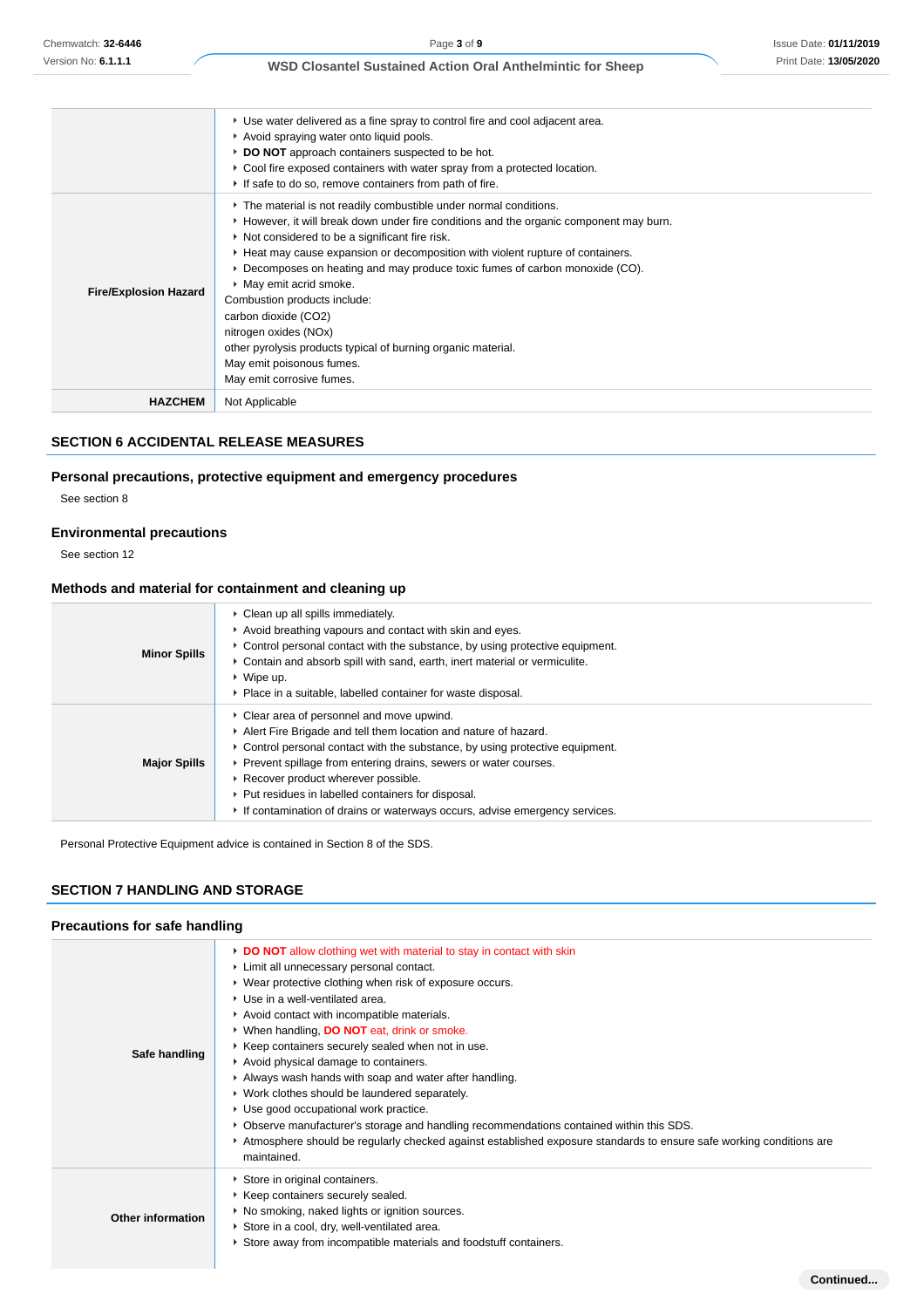| | |
|---|---|
| | - Use water delivered as a fine spray to control fire and cool adjacent area.<br>- Avoid spraying water onto liquid pools.<br>- **DO NOT** approach containers suspected to be hot.<br>- Cool fire exposed containers with water spray from a protected location.<br>- If safe to do so, remove containers from path of fire. |
| **Fire/Explosion Hazard** | - The material is not readily combustible under normal conditions.<br>- However, it will break down under fire conditions and the organic component may burn.<br>- Not considered to be a significant fire risk.<br>- Heat may cause expansion or decomposition with violent rupture of containers.<br>- Decomposes on heating and may produce toxic fumes of carbon monoxide (CO).<br>- May emit acrid smoke.<br>Combustion products include:<br>carbon dioxide ($CO_2$)<br>nitrogen oxides ($NO_x$)<br>other pyrolysis products typical of burning organic material.<br>May emit poisonous fumes.<br>May emit corrosive fumes. |
| **HAZCHEM** | Not Applicable |

## SECTION 6 ACCIDENTAL RELEASE MEASURES

### Personal precautions, protective equipment and emergency procedures

See section 8

### Environmental precautions

See section 12

### Methods and material for containment and cleaning up

| | |
|---|---|
| **Minor Spills** | - Clean up all spills immediately.<br>- Avoid breathing vapours and contact with skin and eyes.<br>- Control personal contact with the substance, by using protective equipment.<br>- Contain and absorb spill with sand, earth, inert material or vermiculite.<br>- Wipe up.<br>- Place in a suitable, labelled container for waste disposal. |
| **Major Spills** | - Clear area of personnel and move upwind.<br>- Alert Fire Brigade and tell them location and nature of hazard.<br>- Control personal contact with the substance, by using protective equipment.<br>- Prevent spillage from entering drains, sewers or water courses.<br>- Recover product wherever possible.<br>- Put residues in labelled containers for disposal.<br>- If contamination of drains or waterways occurs, advise emergency services. |

Personal Protective Equipment advice is contained in Section 8 of the SDS.

## SECTION 7 HANDLING AND STORAGE

### Precautions for safe handling

| | |
|---|---|
| **Safe handling** | - **DO NOT** allow clothing wet with material to stay in contact with skin<br>- Limit all unnecessary personal contact.<br>- Wear protective clothing when risk of exposure occurs.<br>- Use in a well-ventilated area.<br>- Avoid contact with incompatible materials.<br>- When handling, **DO NOT** eat, drink or smoke.<br>- Keep containers securely sealed when not in use.<br>- Avoid physical damage to containers.<br>- Always wash hands with soap and water after handling.<br>- Work clothes should be laundered separately.<br>- Use good occupational work practice.<br>- Observe manufacturer's storage and handling recommendations contained within this SDS.<br>- Atmosphere should be regularly checked against established exposure standards to ensure safe working conditions are maintained. |
| **Other information** | - Store in original containers.<br>- Keep containers securely sealed.<br>- No smoking, naked lights or ignition sources.<br>- Store in a cool, dry, well-ventilated area.<br>- Store away from incompatible materials and foodstuff containers. |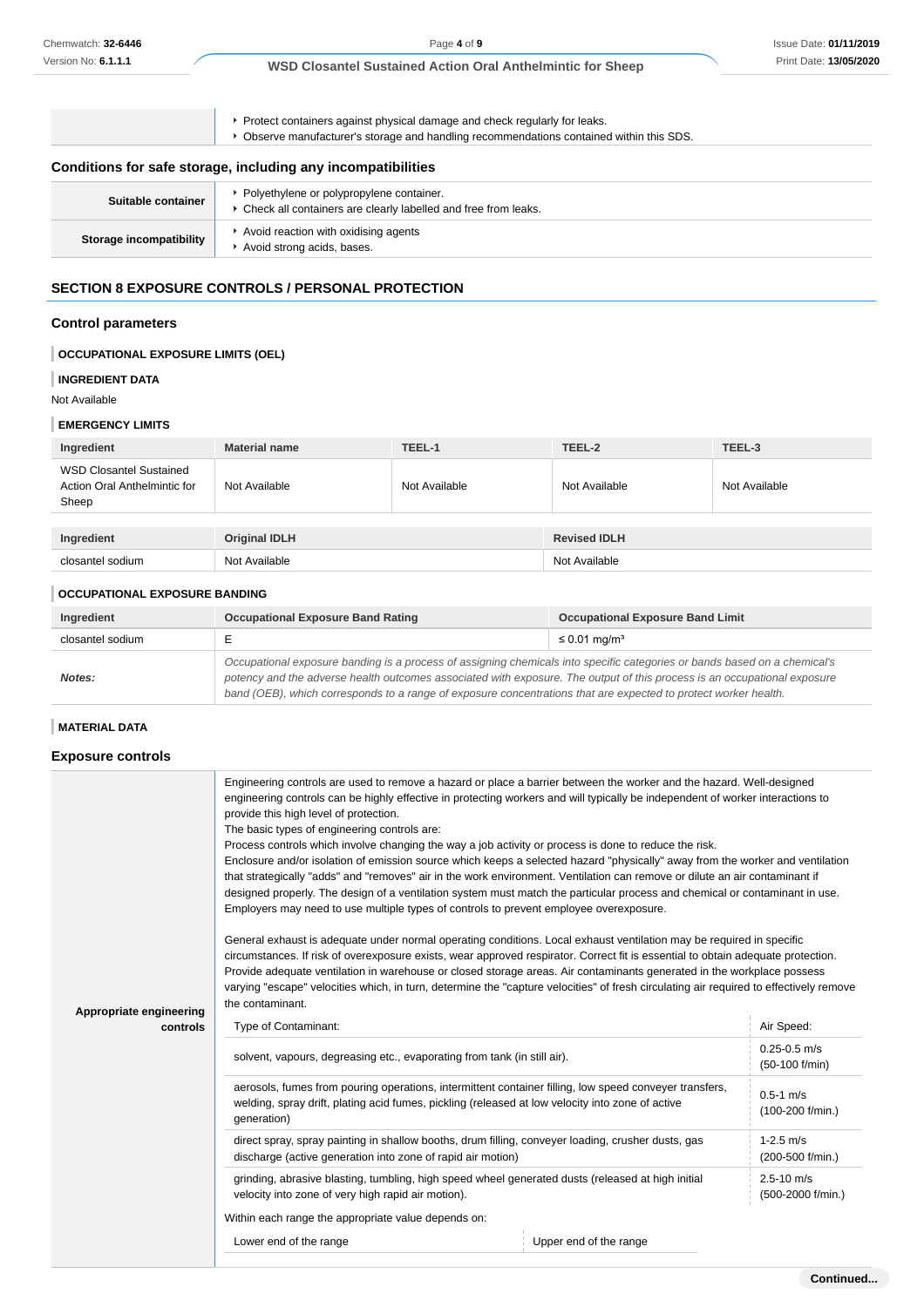|  |  |
|---|---|
|  | - Protect containers against physical damage and check regularly for leaks.<br>- Observe manufacturer's storage and handling recommendations contained within this SDS. |

### Conditions for safe storage, including any incompatibilities

|  |  |
|---|---|
| **Suitable container** | - Polyethylene or polypropylene container.<br>- Check all containers are clearly labelled and free from leaks. |
| **Storage incompatibility** | - Avoid reaction with oxidising agents<br>- Avoid strong acids, bases. |

## SECTION 8 EXPOSURE CONTROLS / PERSONAL PROTECTION

### Control parameters

**OCCUPATIONAL EXPOSURE LIMITS (OEL)**

**INGREDIENT DATA**

Not Available

**EMERGENCY LIMITS**

| Ingredient | Material name | TEEL-1 | TEEL-2 | TEEL-3 |
|---|---|---|---|---|
| WSD Closantel Sustained Action Oral Anthelmintic for Sheep | Not Available | Not Available | Not Available | Not Available |

| Ingredient | Original IDLH | Revised IDLH |
|---|---|---|
| closantel sodium | Not Available | Not Available |

**OCCUPATIONAL EXPOSURE BANDING**

| Ingredient | Occupational Exposure Band Rating | Occupational Exposure Band Limit |
|---|---|---|
| closantel sodium | E | ≤ 0.01 mg/m³ |
| ***Notes:*** | *Occupational exposure banding is a process of assigning chemicals into specific categories or bands based on a chemical's potency and the adverse health outcomes associated with exposure. The output of this process is an occupational exposure band (OEB), which corresponds to a range of exposure concentrations that are expected to protect worker health.* | |

**MATERIAL DATA**

### Exposure controls

**Appropriate engineering controls**

Engineering controls are used to remove a hazard or place a barrier between the worker and the hazard. Well-designed engineering controls can be highly effective in protecting workers and will typically be independent of worker interactions to provide this high level of protection.
The basic types of engineering controls are:
Process controls which involve changing the way a job activity or process is done to reduce the risk.
Enclosure and/or isolation of emission source which keeps a selected hazard "physically" away from the worker and ventilation that strategically "adds" and "removes" air in the work environment. Ventilation can remove or dilute an air contaminant if designed properly. The design of a ventilation system must match the particular process and chemical or contaminant in use.
Employers may need to use multiple types of controls to prevent employee overexposure.

General exhaust is adequate under normal operating conditions. Local exhaust ventilation may be required in specific circumstances. If risk of overexposure exists, wear approved respirator. Correct fit is essential to obtain adequate protection. Provide adequate ventilation in warehouse or closed storage areas. Air contaminants generated in the workplace possess varying "escape" velocities which, in turn, determine the "capture velocities" of fresh circulating air required to effectively remove the contaminant.

| Type of Contaminant: | Air Speed: |
|---|---|
| solvent, vapours, degreasing etc., evaporating from tank (in still air). | 0.25-0.5 m/s (50-100 f/min) |
| aerosols, fumes from pouring operations, intermittent container filling, low speed conveyer transfers, welding, spray drift, plating acid fumes, pickling (released at low velocity into zone of active generation) | 0.5-1 m/s (100-200 f/min.) |
| direct spray, spray painting in shallow booths, drum filling, conveyer loading, crusher dusts, gas discharge (active generation into zone of rapid air motion) | 1-2.5 m/s (200-500 f/min.) |
| grinding, abrasive blasting, tumbling, high speed wheel generated dusts (released at high initial velocity into zone of very high rapid air motion). | 2.5-10 m/s (500-2000 f/min.) |

Within each range the appropriate value depends on:

| Lower end of the range | Upper end of the range |
|---|---|

Continued...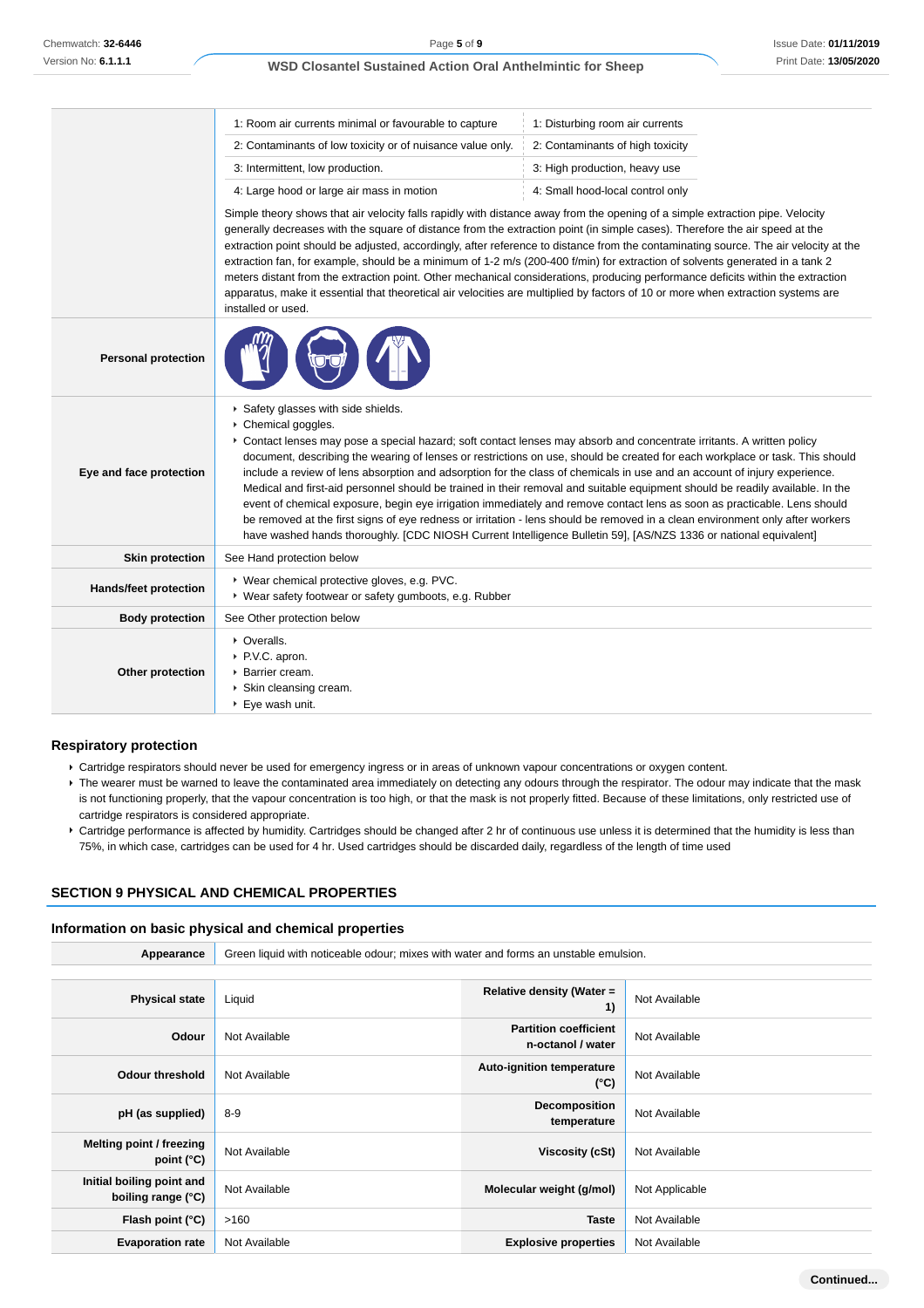| | |
|---|---|
| | 1: Room air currents minimal or favourable to capture — 1: Disturbing room air currents<br>2: Contaminants of low toxicity or of nuisance value only. — 2: Contaminants of high toxicity<br>3: Intermittent, low production. — 3: High production, heavy use<br>4: Large hood or large air mass in motion — 4: Small hood-local control only<br>Simple theory shows that air velocity falls rapidly with distance away from the opening of a simple extraction pipe. Velocity generally decreases with the square of distance from the extraction point (in simple cases). Therefore the air speed at the extraction point should be adjusted, accordingly, after reference to distance from the contaminating source. The air velocity at the extraction fan, for example, should be a minimum of 1-2 m/s (200-400 f/min) for extraction of solvents generated in a tank 2 meters distant from the extraction point. Other mechanical considerations, producing performance deficits within the extraction apparatus, make it essential that theoretical air velocities are multiplied by factors of 10 or more when extraction systems are installed or used. |
| **Personal protection** | |
| **Eye and face protection** | ▸ Safety glasses with side shields.<br>▸ Chemical goggles.<br>▸ Contact lenses may pose a special hazard; soft contact lenses may absorb and concentrate irritants. A written policy document, describing the wearing of lenses or restrictions on use, should be created for each workplace or task. This should include a review of lens absorption and adsorption for the class of chemicals in use and an account of injury experience. Medical and first-aid personnel should be trained in their removal and suitable equipment should be readily available. In the event of chemical exposure, begin eye irrigation immediately and remove contact lens as soon as practicable. Lens should be removed at the first signs of eye redness or irritation - lens should be removed in a clean environment only after workers have washed hands thoroughly. [CDC NIOSH Current Intelligence Bulletin 59], [AS/NZS 1336 or national equivalent] |
| **Skin protection** | See Hand protection below |
| **Hands/feet protection** | ▸ Wear chemical protective gloves, e.g. PVC.<br>▸ Wear safety footwear or safety gumboots, e.g. Rubber |
| **Body protection** | See Other protection below |
| **Other protection** | ▸ Overalls.<br>▸ P.V.C. apron.<br>▸ Barrier cream.<br>▸ Skin cleansing cream.<br>▸ Eye wash unit. |

### Respiratory protection

- Cartridge respirators should never be used for emergency ingress or in areas of unknown vapour concentrations or oxygen content.
- The wearer must be warned to leave the contaminated area immediately on detecting any odours through the respirator. The odour may indicate that the mask is not functioning properly, that the vapour concentration is too high, or that the mask is not properly fitted. Because of these limitations, only restricted use of cartridge respirators is considered appropriate.
- Cartridge performance is affected by humidity. Cartridges should be changed after 2 hr of continuous use unless it is determined that the humidity is less than 75%, in which case, cartridges can be used for 4 hr. Used cartridges should be discarded daily, regardless of the length of time used

## SECTION 9 PHYSICAL AND CHEMICAL PROPERTIES

### Information on basic physical and chemical properties

| | |
|---|---|
| **Appearance** | Green liquid with noticeable odour; mixes with water and forms an unstable emulsion. |

| | | | |
|---|---|---|---|
| **Physical state** | Liquid | **Relative density (Water = 1)** | Not Available |
| **Odour** | Not Available | **Partition coefficient n-octanol / water** | Not Available |
| **Odour threshold** | Not Available | **Auto-ignition temperature (°C)** | Not Available |
| **pH (as supplied)** | 8-9 | **Decomposition temperature** | Not Available |
| **Melting point / freezing point (°C)** | Not Available | **Viscosity (cSt)** | Not Available |
| **Initial boiling point and boiling range (°C)** | Not Available | **Molecular weight (g/mol)** | Not Applicable |
| **Flash point (°C)** | >160 | **Taste** | Not Available |
| **Evaporation rate** | Not Available | **Explosive properties** | Not Available |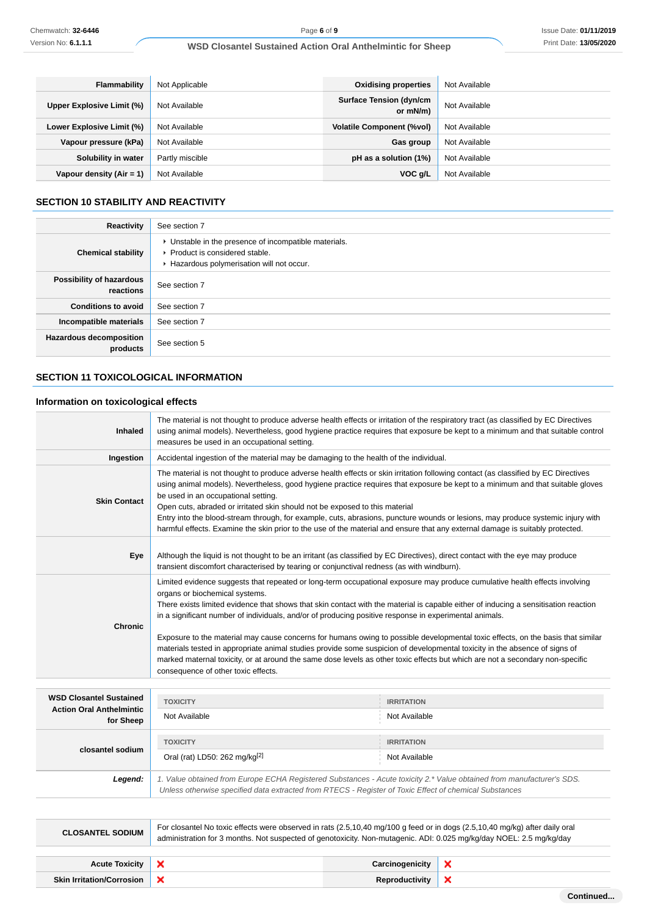| Flammability | Not Applicable | Oxidising properties | Not Available |
|---|---|---|---|
| Upper Explosive Limit (%) | Not Available | Surface Tension (dyn/cm or mN/m) | Not Available |
| Lower Explosive Limit (%) | Not Available | Volatile Component (%vol) | Not Available |
| Vapour pressure (kPa) | Not Available | Gas group | Not Available |
| Solubility in water | Partly miscible | pH as a solution (1%) | Not Available |
| Vapour density (Air = 1) | Not Available | VOC g/L | Not Available |

## SECTION 10 STABILITY AND REACTIVITY

| | |
|---|---|
| **Reactivity** | See section 7 |
| **Chemical stability** | ▸ Unstable in the presence of incompatible materials.<br>▸ Product is considered stable.<br>▸ Hazardous polymerisation will not occur. |
| **Possibility of hazardous reactions** | See section 7 |
| **Conditions to avoid** | See section 7 |
| **Incompatible materials** | See section 7 |
| **Hazardous decomposition products** | See section 5 |

## SECTION 11 TOXICOLOGICAL INFORMATION

### Information on toxicological effects

| | |
|---|---|
| **Inhaled** | The material is not thought to produce adverse health effects or irritation of the respiratory tract (as classified by EC Directives using animal models). Nevertheless, good hygiene practice requires that exposure be kept to a minimum and that suitable control measures be used in an occupational setting. |
| **Ingestion** | Accidental ingestion of the material may be damaging to the health of the individual. |
| **Skin Contact** | The material is not thought to produce adverse health effects or skin irritation following contact (as classified by EC Directives using animal models). Nevertheless, good hygiene practice requires that exposure be kept to a minimum and that suitable gloves be used in an occupational setting.<br>Open cuts, abraded or irritated skin should not be exposed to this material<br>Entry into the blood-stream through, for example, cuts, abrasions, puncture wounds or lesions, may produce systemic injury with harmful effects. Examine the skin prior to the use of the material and ensure that any external damage is suitably protected. |
| **Eye** | Although the liquid is not thought to be an irritant (as classified by EC Directives), direct contact with the eye may produce transient discomfort characterised by tearing or conjunctival redness (as with windburn). |
| **Chronic** | Limited evidence suggests that repeated or long-term occupational exposure may produce cumulative health effects involving organs or biochemical systems.<br>There exists limited evidence that shows that skin contact with the material is capable either of inducing a sensitisation reaction in a significant number of individuals, and/or of producing positive response in experimental animals.<br><br>Exposure to the material may cause concerns for humans owing to possible developmental toxic effects, on the basis that similar materials tested in appropriate animal studies provide some suspicion of developmental toxicity in the absence of signs of marked maternal toxicity, or at around the same dose levels as other toxic effects but which are not a secondary non-specific consequence of other toxic effects. |

| | TOXICITY | IRRITATION |
|---|---|---|
| **WSD Closantel Sustained Action Oral Anthelmintic for Sheep** | Not Available | Not Available |
| **closantel sodium** | Oral (rat) LD50: 262 mg/kg[2] | Not Available |
| ***Legend:*** | *1. Value obtained from Europe ECHA Registered Substances - Acute toxicity 2.\* Value obtained from manufacturer's SDS. Unless otherwise specified data extracted from RTECS - Register of Toxic Effect of chemical Substances* | |

| | |
|---|---|
| **CLOSANTEL SODIUM** | For closantel No toxic effects were observed in rats (2.5,10,40 mg/100 g feed or in dogs (2.5,10,40 mg/kg) after daily oral administration for 3 months. Not suspected of genotoxicity. Non-mutagenic. ADI: 0.025 mg/kg/day NOEL: 2.5 mg/kg/day |

| | | | |
|---|---|---|---|
| **Acute Toxicity** | ✗ | **Carcinogenicity** | ✗ |
| **Skin Irritation/Corrosion** | ✗ | **Reproductivity** | ✗ |

**Continued...**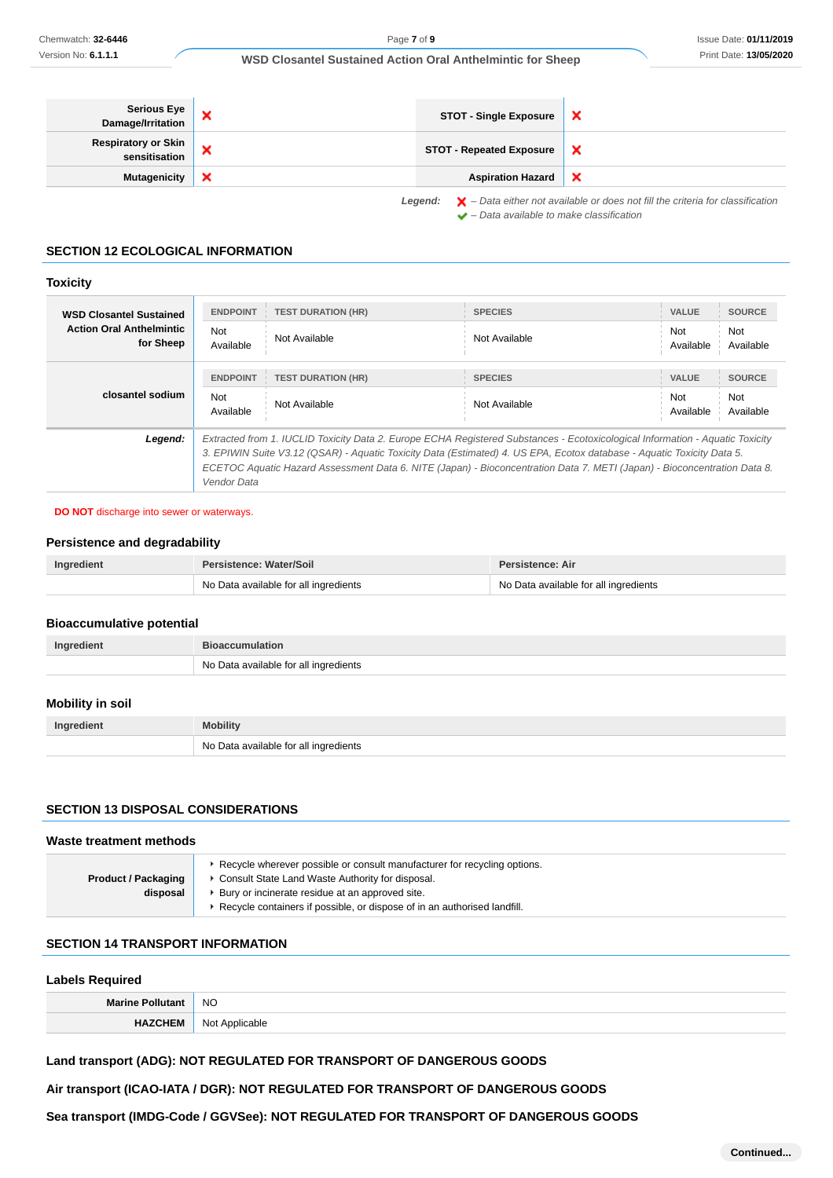| | | | |
|---|---|---|---|
| **Serious Eye Damage/Irritation** | ❌ | **STOT - Single Exposure** | ❌ |
| **Respiratory or Skin sensitisation** | ❌ | **STOT - Repeated Exposure** | ❌ |
| **Mutagenicity** | ❌ | **Aspiration Hazard** | ❌ |

***Legend:*** *❌ – Data either not available or does not fill the criteria for classification*
*✔ – Data available to make classification*

## SECTION 12 ECOLOGICAL INFORMATION

### Toxicity

| | ENDPOINT | TEST DURATION (HR) | SPECIES | VALUE | SOURCE |
|---|---|---|---|---|---|
| **WSD Closantel Sustained Action Oral Anthelmintic for Sheep** | Not Available | Not Available | Not Available | Not Available | Not Available |
| | **ENDPOINT** | **TEST DURATION (HR)** | **SPECIES** | **VALUE** | **SOURCE** |
| **closantel sodium** | Not Available | Not Available | Not Available | Not Available | Not Available |
| ***Legend:*** | *Extracted from 1. IUCLID Toxicity Data 2. Europe ECHA Registered Substances - Ecotoxicological Information - Aquatic Toxicity 3. EPIWIN Suite V3.12 (QSAR) - Aquatic Toxicity Data (Estimated) 4. US EPA, Ecotox database - Aquatic Toxicity Data 5. ECETOC Aquatic Hazard Assessment Data 6. NITE (Japan) - Bioconcentration Data 7. METI (Japan) - Bioconcentration Data 8. Vendor Data* | | | | |

**DO NOT** discharge into sewer or waterways.

### Persistence and degradability

| Ingredient | Persistence: Water/Soil | Persistence: Air |
|---|---|---|
| | No Data available for all ingredients | No Data available for all ingredients |

### Bioaccumulative potential

| Ingredient | Bioaccumulation |
|---|---|
| | No Data available for all ingredients |

### Mobility in soil

| Ingredient | Mobility |
|---|---|
| | No Data available for all ingredients |

## SECTION 13 DISPOSAL CONSIDERATIONS

### Waste treatment methods

| | |
|---|---|
| **Product / Packaging disposal** | ‣ Recycle wherever possible or consult manufacturer for recycling options.<br>‣ Consult State Land Waste Authority for disposal.<br>‣ Bury or incinerate residue at an approved site.<br>‣ Recycle containers if possible, or dispose of in an authorised landfill. |

## SECTION 14 TRANSPORT INFORMATION

### Labels Required

| | |
|---|---|
| **Marine Pollutant** | NO |
| **HAZCHEM** | Not Applicable |

**Land transport (ADG): NOT REGULATED FOR TRANSPORT OF DANGEROUS GOODS**

**Air transport (ICAO-IATA / DGR): NOT REGULATED FOR TRANSPORT OF DANGEROUS GOODS**

**Sea transport (IMDG-Code / GGVSee): NOT REGULATED FOR TRANSPORT OF DANGEROUS GOODS**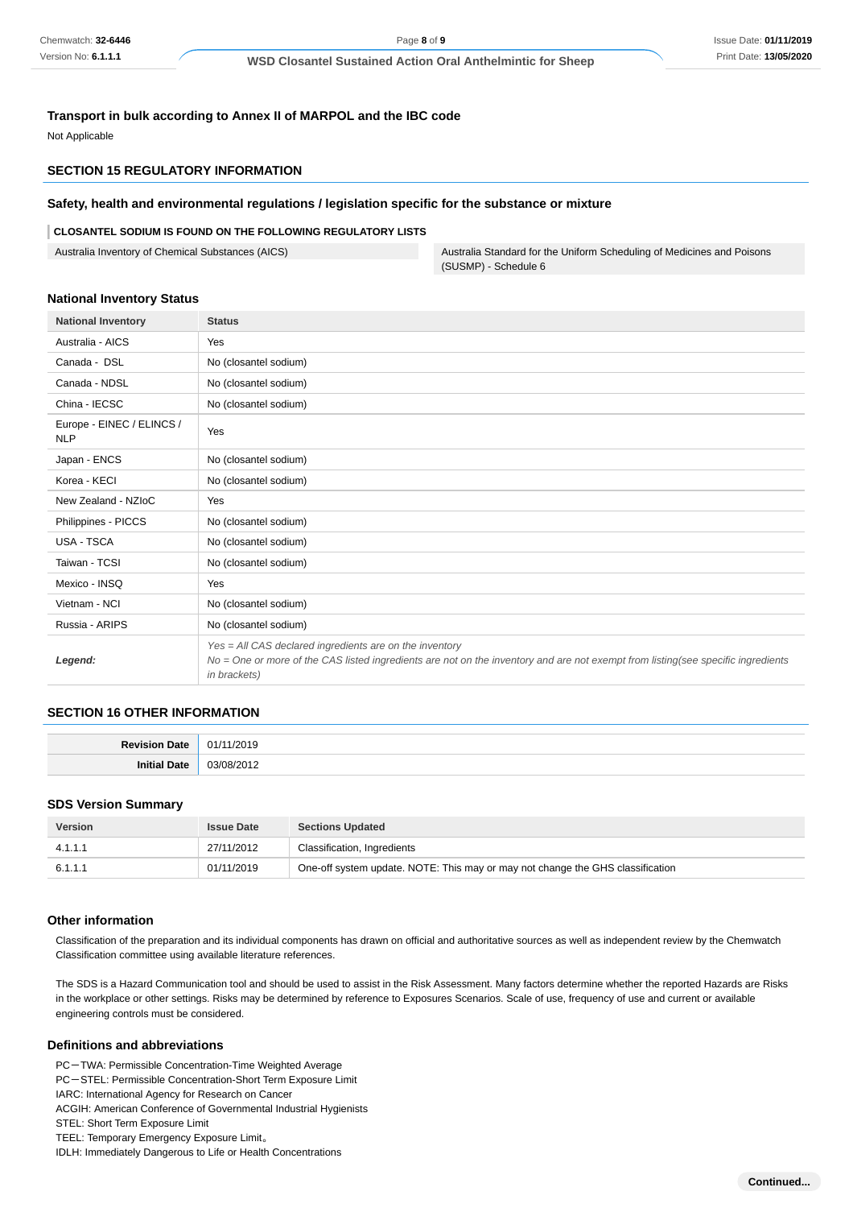### Transport in bulk according to Annex II of MARPOL and the IBC code

Not Applicable

## SECTION 15 REGULATORY INFORMATION

### Safety, health and environmental regulations / legislation specific for the substance or mixture

**CLOSANTEL SODIUM IS FOUND ON THE FOLLOWING REGULATORY LISTS**

| | |
|---|---|
| Australia Inventory of Chemical Substances (AICS) | Australia Standard for the Uniform Scheduling of Medicines and Poisons (SUSMP) - Schedule 6 |

### National Inventory Status

| National Inventory | Status |
|---|---|
| Australia - AICS | Yes |
| Canada - DSL | No (closantel sodium) |
| Canada - NDSL | No (closantel sodium) |
| China - IECSC | No (closantel sodium) |
| Europe - EINEC / ELINCS / NLP | Yes |
| Japan - ENCS | No (closantel sodium) |
| Korea - KECI | No (closantel sodium) |
| New Zealand - NZIoC | Yes |
| Philippines - PICCS | No (closantel sodium) |
| USA - TSCA | No (closantel sodium) |
| Taiwan - TCSI | No (closantel sodium) |
| Mexico - INSQ | Yes |
| Vietnam - NCI | No (closantel sodium) |
| Russia - ARIPS | No (closantel sodium) |
| ***Legend:*** | *Yes = All CAS declared ingredients are on the inventory*<br>*No = One or more of the CAS listed ingredients are not on the inventory and are not exempt from listing(see specific ingredients in brackets)* |

## SECTION 16 OTHER INFORMATION

| | |
|---|---|
| **Revision Date** | 01/11/2019 |
| **Initial Date** | 03/08/2012 |

### SDS Version Summary

| Version | Issue Date | Sections Updated |
|---|---|---|
| 4.1.1.1 | 27/11/2012 | Classification, Ingredients |
| 6.1.1.1 | 01/11/2019 | One-off system update. NOTE: This may or may not change the GHS classification |

### Other information

Classification of the preparation and its individual components has drawn on official and authoritative sources as well as independent review by the Chemwatch Classification committee using available literature references.

The SDS is a Hazard Communication tool and should be used to assist in the Risk Assessment. Many factors determine whether the reported Hazards are Risks in the workplace or other settings. Risks may be determined by reference to Exposures Scenarios. Scale of use, frequency of use and current or available engineering controls must be considered.

### Definitions and abbreviations

PC－TWA: Permissible Concentration-Time Weighted Average
PC－STEL: Permissible Concentration-Short Term Exposure Limit
IARC: International Agency for Research on Cancer
ACGIH: American Conference of Governmental Industrial Hygienists
STEL: Short Term Exposure Limit
TEEL: Temporary Emergency Exposure Limit。
IDLH: Immediately Dangerous to Life or Health Concentrations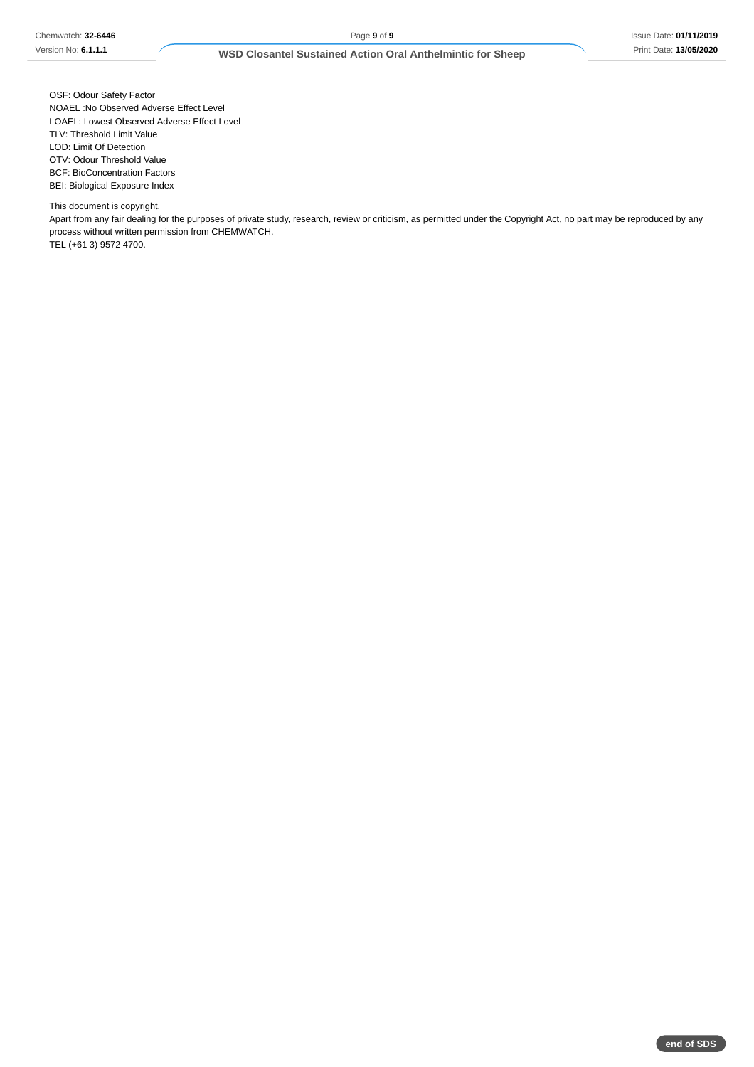OSF: Odour Safety Factor
NOAEL :No Observed Adverse Effect Level
LOAEL: Lowest Observed Adverse Effect Level
TLV: Threshold Limit Value
LOD: Limit Of Detection
OTV: Odour Threshold Value
BCF: BioConcentration Factors
BEI: Biological Exposure Index

This document is copyright.
Apart from any fair dealing for the purposes of private study, research, review or criticism, as permitted under the Copyright Act, no part may be reproduced by any process without written permission from CHEMWATCH.
TEL (+61 3) 9572 4700.

**end of SDS**